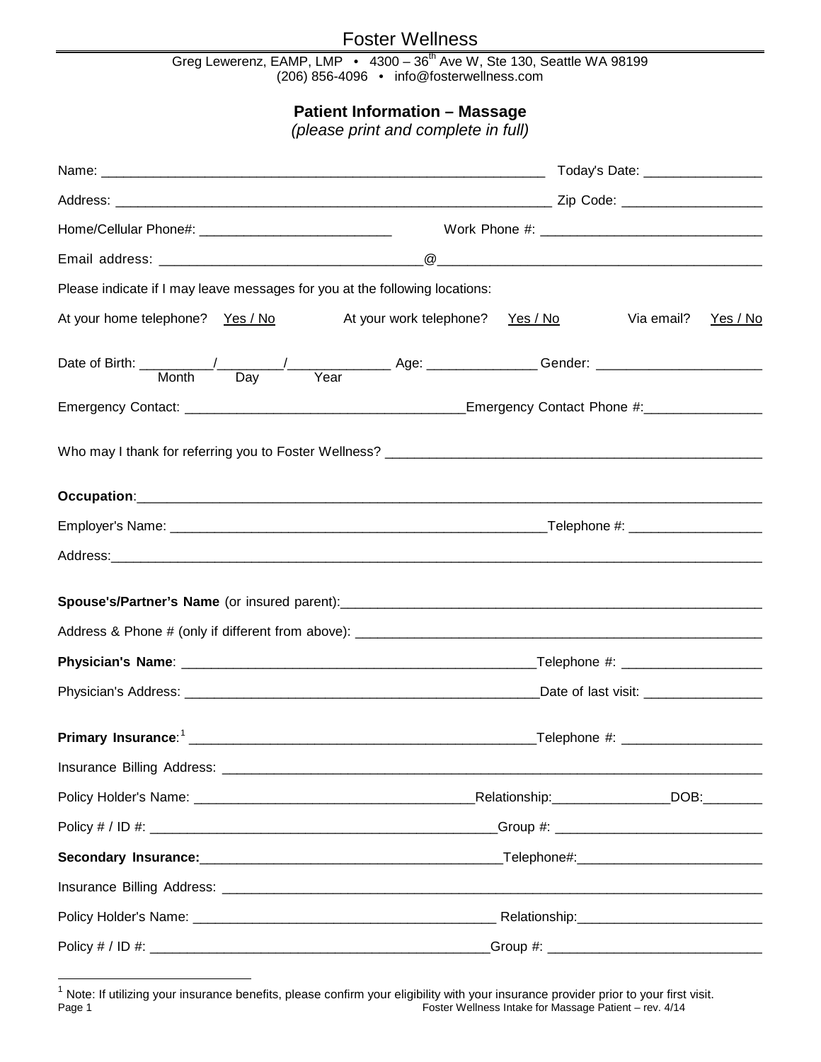# Foster Wellness

Greg Lewerenz, EAMP, LMP • 4300 – 36th Ave W, Ste 130, Seattle WA 98199
(206) 856-4096 • info@fosterwellness.com

## Patient Information – Massage

*(please print and complete in full)*

Name: ___________________________________________________________ Today's Date: _______________

Address: ____________________________________________________________ Zip Code: __________________

Home/Cellular Phone#: _________________________ Work Phone #: _____________________________

Email address: _________________________________@_________________________________________

Please indicate if I may leave messages for you at the following locations:

At your home telephone? Yes / No At your work telephone? Yes / No Via email? Yes / No

Date of Birth: _________/________/_____________ Age: ______________ Gender: _____________________
Month Day Year

Emergency Contact: ____________________________________Emergency Contact Phone #:_______________

Who may I thank for referring you to Foster Wellness? ___________________________________________________

**Occupation**:_________________________________________________________________________________

Employer's Name: __________________________________________________Telephone #: _________________

Address:______________________________________________________________________________________

**Spouse's/Partner's Name** (or insured parent):__________________________________________________________

Address & Phone # (only if different from above): _________________________________________________________

**Physician's Name**: _______________________________________________Telephone #: __________________

Physician's Address: ______________________________________________Date of last visit: _______________

**Primary Insurance**:[1] ______________________________________________Telephone #: __________________

Insurance Billing Address: ________________________________________________________________________

Policy Holder's Name: ______________________________________Relationship:_______________DOB:________

Policy # / ID #: ____________________________________________Group #: __________________________

**Secondary Insurance:**_______________________________________Telephone#:_________________________

Insurance Billing Address: ________________________________________________________________________

Policy Holder's Name: ______________________________________ Relationship:________________________

Policy # / ID #: ____________________________________________Group #: ____________________________

[1] Note: If utilizing your insurance benefits, please confirm your eligibility with your insurance provider prior to your first visit.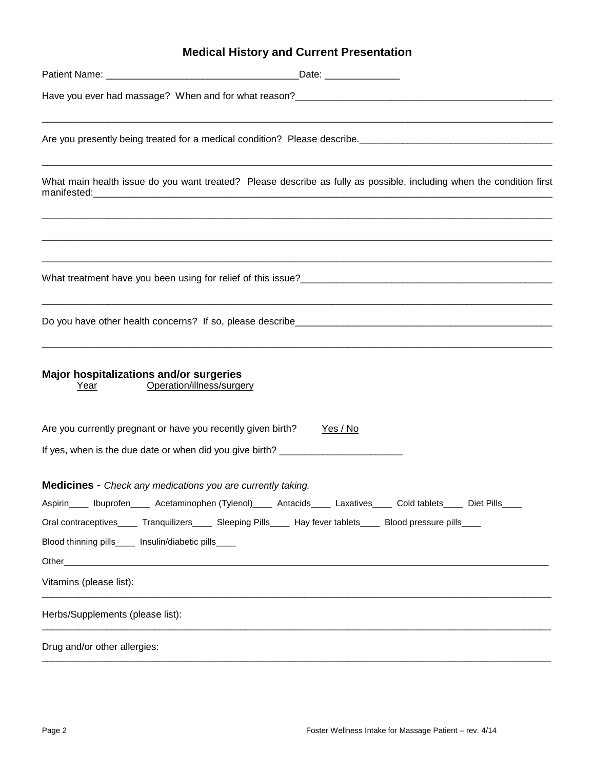## Medical History and Current Presentation

Patient Name: ___________________________________Date: ______________

Have you ever had massage? When and for what reason?_______________________________________________

_____________________________________________________________________________________________

Are you presently being treated for a medical condition? Please describe.___________________________________

_____________________________________________________________________________________________

What main health issue do you want treated? Please describe as fully as possible, including when the condition first manifested:_______________________________________________________________________________________

_____________________________________________________________________________________________

_____________________________________________________________________________________________

_____________________________________________________________________________________________

What treatment have you been using for relief of this issue?______________________________________________

_____________________________________________________________________________________________

Do you have other health concerns? If so, please describe_______________________________________________

_____________________________________________________________________________________________

### Major hospitalizations and/or surgeries

Year          Operation/illness/surgery

Are you currently pregnant or have you recently given birth?     Yes / No

If yes, when is the due date or when did you give birth? _______________________

**Medicines** - *Check any medications you are currently taking.*

Aspirin____ Ibuprofen____ Acetaminophen (Tylenol)____ Antacids____ Laxatives____ Cold tablets____ Diet Pills____

Oral contraceptives____ Tranquilizers____ Sleeping Pills____ Hay fever tablets____ Blood pressure pills____

Blood thinning pills____ Insulin/diabetic pills____

Other_________________________________________________________________________________________

Vitamins (please list):

_____________________________________________________________________________________________

Herbs/Supplements (please list):

_____________________________________________________________________________________________

Drug and/or other allergies:

_____________________________________________________________________________________________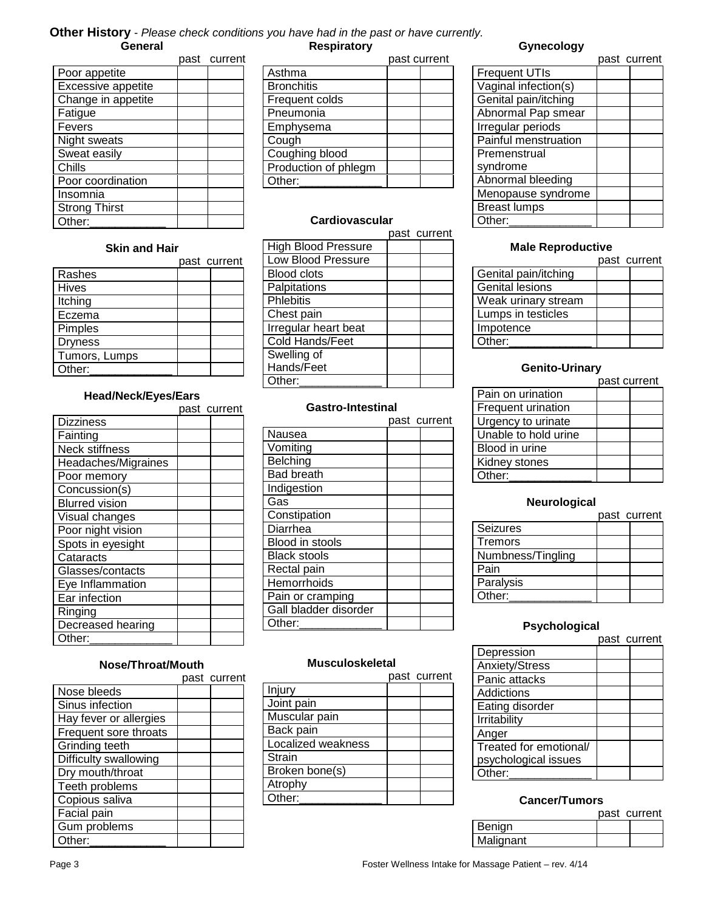## Other History - *Please check conditions you have had in the past or have currently.*

### General

| | past | current |
|---|---|---|
| Poor appetite | | |
| Excessive appetite | | |
| Change in appetite | | |
| Fatigue | | |
| Fevers | | |
| Night sweats | | |
| Sweat easily | | |
| Chills | | |
| Poor coordination | | |
| Insomnia | | |
| Strong Thirst | | |
| Other:_____________ | | |

### Skin and Hair

| | past | current |
|---|---|---|
| Rashes | | |
| Hives | | |
| Itching | | |
| Eczema | | |
| Pimples | | |
| Dryness | | |
| Tumors, Lumps | | |
| Other:_____________ | | |

### Head/Neck/Eyes/Ears

| | past | current |
|---|---|---|
| Dizziness | | |
| Fainting | | |
| Neck stiffness | | |
| Headaches/Migraines | | |
| Poor memory | | |
| Concussion(s) | | |
| Blurred vision | | |
| Visual changes | | |
| Poor night vision | | |
| Spots in eyesight | | |
| Cataracts | | |
| Glasses/contacts | | |
| Eye Inflammation | | |
| Ear infection | | |
| Ringing | | |
| Decreased hearing | | |
| Other:_____________ | | |

### Nose/Throat/Mouth

| | past | current |
|---|---|---|
| Nose bleeds | | |
| Sinus infection | | |
| Hay fever or allergies | | |
| Frequent sore throats | | |
| Grinding teeth | | |
| Difficulty swallowing | | |
| Dry mouth/throat | | |
| Teeth problems | | |
| Copious saliva | | |
| Facial pain | | |
| Gum problems | | |
| Other:_____________ | | |

### Respiratory

| | past | current |
|---|---|---|
| Asthma | | |
| Bronchitis | | |
| Frequent colds | | |
| Pneumonia | | |
| Emphysema | | |
| Cough | | |
| Coughing blood | | |
| Production of phlegm | | |
| Other:_____________ | | |

### Cardiovascular

| | past | current |
|---|---|---|
| High Blood Pressure | | |
| Low Blood Pressure | | |
| Blood clots | | |
| Palpitations | | |
| Phlebitis | | |
| Chest pain | | |
| Irregular heart beat | | |
| Cold Hands/Feet | | |
| Swelling of Hands/Feet | | |
| Other:_____________ | | |

### Gastro-Intestinal

| | past | current |
|---|---|---|
| Nausea | | |
| Vomiting | | |
| Belching | | |
| Bad breath | | |
| Indigestion | | |
| Gas | | |
| Constipation | | |
| Diarrhea | | |
| Blood in stools | | |
| Black stools | | |
| Rectal pain | | |
| Hemorrhoids | | |
| Pain or cramping | | |
| Gall bladder disorder | | |
| Other:_____________ | | |

### Musculoskeletal

| | past | current |
|---|---|---|
| Injury | | |
| Joint pain | | |
| Muscular pain | | |
| Back pain | | |
| Localized weakness | | |
| Strain | | |
| Broken bone(s) | | |
| Atrophy | | |
| Other:_____________ | | |

### Gynecology

| | past | current |
|---|---|---|
| Frequent UTIs | | |
| Vaginal infection(s) | | |
| Genital pain/itching | | |
| Abnormal Pap smear | | |
| Irregular periods | | |
| Painful menstruation | | |
| Premenstrual syndrome | | |
| Abnormal bleeding | | |
| Menopause syndrome | | |
| Breast lumps | | |
| Other:_____________ | | |

### Male Reproductive

| | past | current |
|---|---|---|
| Genital pain/itching | | |
| Genital lesions | | |
| Weak urinary stream | | |
| Lumps in testicles | | |
| Impotence | | |
| Other:_____________ | | |

### Genito-Urinary

| | past | current |
|---|---|---|
| Pain on urination | | |
| Frequent urination | | |
| Urgency to urinate | | |
| Unable to hold urine | | |
| Blood in urine | | |
| Kidney stones | | |
| Other:_____________ | | |

### Neurological

| | past | current |
|---|---|---|
| Seizures | | |
| Tremors | | |
| Numbness/Tingling | | |
| Pain | | |
| Paralysis | | |
| Other:_____________ | | |

### Psychological

| | past | current |
|---|---|---|
| Depression | | |
| Anxiety/Stress | | |
| Panic attacks | | |
| Addictions | | |
| Eating disorder | | |
| Irritability | | |
| Anger | | |
| Treated for emotional/ psychological issues | | |
| Other:_____________ | | |

### Cancer/Tumors

| | past | current |
|---|---|---|
| Benign | | |
| Malignant | | |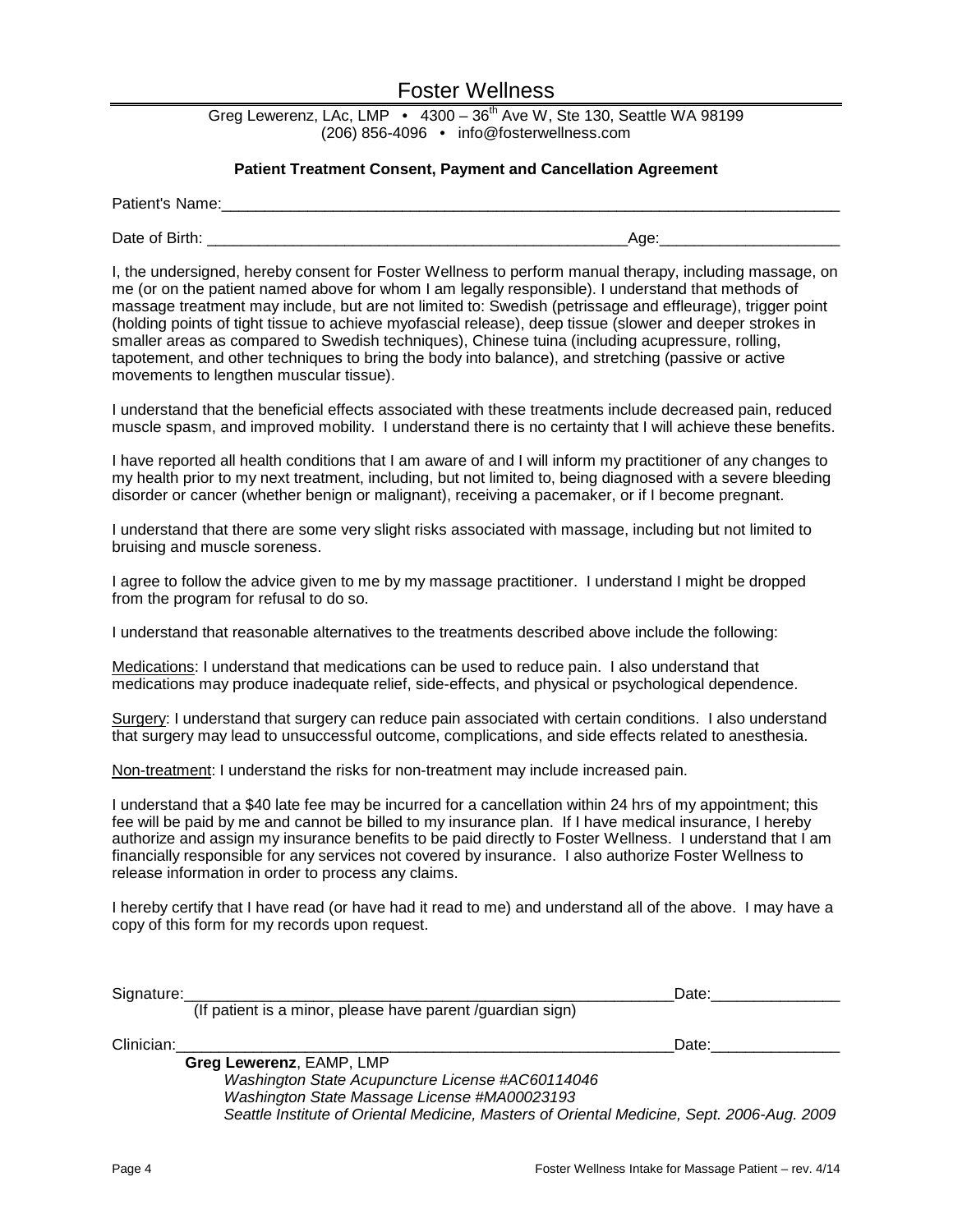# Foster Wellness

Greg Lewerenz, LAc, LMP • 4300 – 36th Ave W, Ste 130, Seattle WA 98199
(206) 856-4096 • info@fosterwellness.com

**Patient Treatment Consent, Payment and Cancellation Agreement**

Patient's Name:_______________________________________________________________________

Date of Birth: ___________________________________________________Age:____________________

I, the undersigned, hereby consent for Foster Wellness to perform manual therapy, including massage, on me (or on the patient named above for whom I am legally responsible). I understand that methods of massage treatment may include, but are not limited to: Swedish (petrissage and effleurage), trigger point (holding points of tight tissue to achieve myofascial release), deep tissue (slower and deeper strokes in smaller areas as compared to Swedish techniques), Chinese tuina (including acupressure, rolling, tapotement, and other techniques to bring the body into balance), and stretching (passive or active movements to lengthen muscular tissue).

I understand that the beneficial effects associated with these treatments include decreased pain, reduced muscle spasm, and improved mobility. I understand there is no certainty that I will achieve these benefits.

I have reported all health conditions that I am aware of and I will inform my practitioner of any changes to my health prior to my next treatment, including, but not limited to, being diagnosed with a severe bleeding disorder or cancer (whether benign or malignant), receiving a pacemaker, or if I become pregnant.

I understand that there are some very slight risks associated with massage, including but not limited to bruising and muscle soreness.

I agree to follow the advice given to me by my massage practitioner. I understand I might be dropped from the program for refusal to do so.

I understand that reasonable alternatives to the treatments described above include the following:

Medications: I understand that medications can be used to reduce pain. I also understand that medications may produce inadequate relief, side-effects, and physical or psychological dependence.

Surgery: I understand that surgery can reduce pain associated with certain conditions. I also understand that surgery may lead to unsuccessful outcome, complications, and side effects related to anesthesia.

Non-treatment: I understand the risks for non-treatment may include increased pain.

I understand that a $40 late fee may be incurred for a cancellation within 24 hrs of my appointment; this fee will be paid by me and cannot be billed to my insurance plan. If I have medical insurance, I hereby authorize and assign my insurance benefits to be paid directly to Foster Wellness. I understand that I am financially responsible for any services not covered by insurance. I also authorize Foster Wellness to release information in order to process any claims.

I hereby certify that I have read (or have had it read to me) and understand all of the above. I may have a copy of this form for my records upon request.

Signature:__________________________________________________________Date:______________
(If patient is a minor, please have parent /guardian sign)

Clinician:___________________________________________________________Date:______________

**Greg Lewerenz**, EAMP, LMP
*Washington State Acupuncture License #AC60114046*
*Washington State Massage License #MA00023193*
*Seattle Institute of Oriental Medicine, Masters of Oriental Medicine, Sept. 2006-Aug. 2009*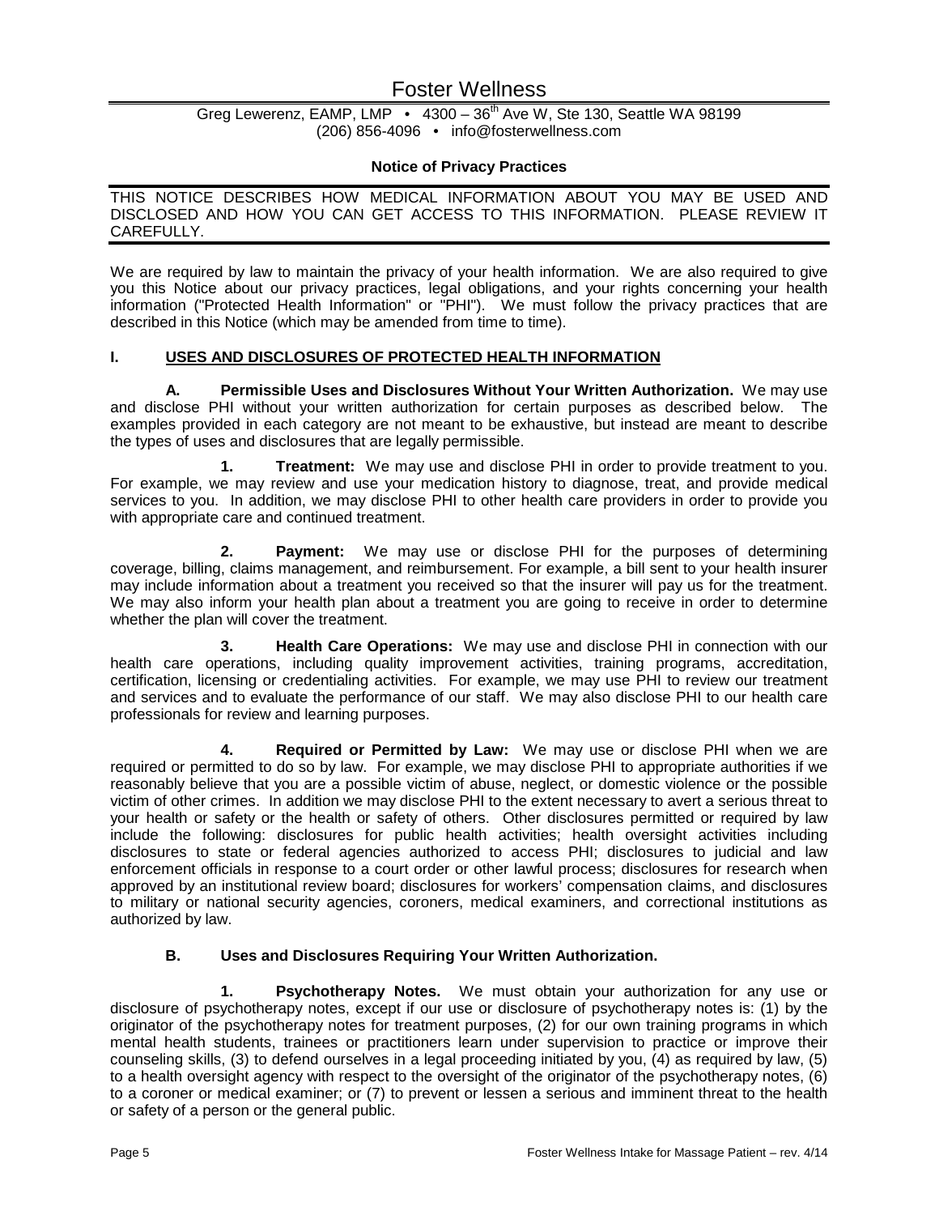# Foster Wellness

Greg Lewerenz, EAMP, LMP • 4300 – 36th Ave W, Ste 130, Seattle WA 98199
(206) 856-4096 • info@fosterwellness.com

## Notice of Privacy Practices

THIS NOTICE DESCRIBES HOW MEDICAL INFORMATION ABOUT YOU MAY BE USED AND DISCLOSED AND HOW YOU CAN GET ACCESS TO THIS INFORMATION. PLEASE REVIEW IT CAREFULLY.

We are required by law to maintain the privacy of your health information. We are also required to give you this Notice about our privacy practices, legal obligations, and your rights concerning your health information ("Protected Health Information" or "PHI"). We must follow the privacy practices that are described in this Notice (which may be amended from time to time).

### I. USES AND DISCLOSURES OF PROTECTED HEALTH INFORMATION

**A. Permissible Uses and Disclosures Without Your Written Authorization.** We may use and disclose PHI without your written authorization for certain purposes as described below. The examples provided in each category are not meant to be exhaustive, but instead are meant to describe the types of uses and disclosures that are legally permissible.

**1. Treatment:** We may use and disclose PHI in order to provide treatment to you. For example, we may review and use your medication history to diagnose, treat, and provide medical services to you. In addition, we may disclose PHI to other health care providers in order to provide you with appropriate care and continued treatment.

**2. Payment:** We may use or disclose PHI for the purposes of determining coverage, billing, claims management, and reimbursement. For example, a bill sent to your health insurer may include information about a treatment you received so that the insurer will pay us for the treatment. We may also inform your health plan about a treatment you are going to receive in order to determine whether the plan will cover the treatment.

**3. Health Care Operations:** We may use and disclose PHI in connection with our health care operations, including quality improvement activities, training programs, accreditation, certification, licensing or credentialing activities. For example, we may use PHI to review our treatment and services and to evaluate the performance of our staff. We may also disclose PHI to our health care professionals for review and learning purposes.

**4. Required or Permitted by Law:** We may use or disclose PHI when we are required or permitted to do so by law. For example, we may disclose PHI to appropriate authorities if we reasonably believe that you are a possible victim of abuse, neglect, or domestic violence or the possible victim of other crimes. In addition we may disclose PHI to the extent necessary to avert a serious threat to your health or safety or the health or safety of others. Other disclosures permitted or required by law include the following: disclosures for public health activities; health oversight activities including disclosures to state or federal agencies authorized to access PHI; disclosures to judicial and law enforcement officials in response to a court order or other lawful process; disclosures for research when approved by an institutional review board; disclosures for workers' compensation claims, and disclosures to military or national security agencies, coroners, medical examiners, and correctional institutions as authorized by law.

**B. Uses and Disclosures Requiring Your Written Authorization.**

**1. Psychotherapy Notes.** We must obtain your authorization for any use or disclosure of psychotherapy notes, except if our use or disclosure of psychotherapy notes is: (1) by the originator of the psychotherapy notes for treatment purposes, (2) for our own training programs in which mental health students, trainees or practitioners learn under supervision to practice or improve their counseling skills, (3) to defend ourselves in a legal proceeding initiated by you, (4) as required by law, (5) to a health oversight agency with respect to the oversight of the originator of the psychotherapy notes, (6) to a coroner or medical examiner; or (7) to prevent or lessen a serious and imminent threat to the health or safety of a person or the general public.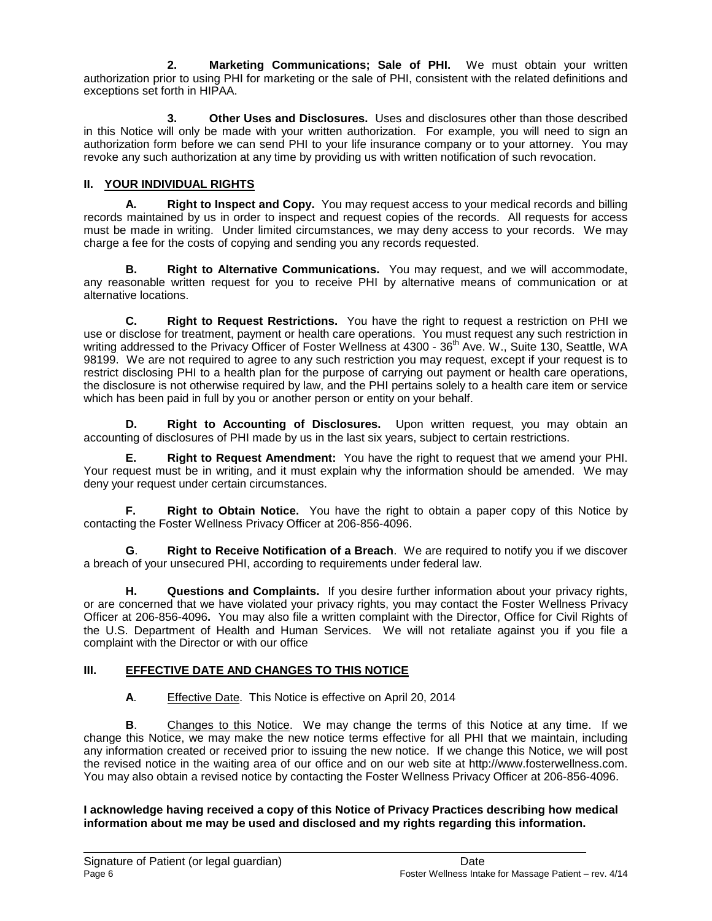**2. Marketing Communications; Sale of PHI.** We must obtain your written authorization prior to using PHI for marketing or the sale of PHI, consistent with the related definitions and exceptions set forth in HIPAA.

**3. Other Uses and Disclosures.** Uses and disclosures other than those described in this Notice will only be made with your written authorization. For example, you will need to sign an authorization form before we can send PHI to your life insurance company or to your attorney. You may revoke any such authorization at any time by providing us with written notification of such revocation.

## II. YOUR INDIVIDUAL RIGHTS

**A. Right to Inspect and Copy.** You may request access to your medical records and billing records maintained by us in order to inspect and request copies of the records. All requests for access must be made in writing. Under limited circumstances, we may deny access to your records. We may charge a fee for the costs of copying and sending you any records requested.

**B. Right to Alternative Communications.** You may request, and we will accommodate, any reasonable written request for you to receive PHI by alternative means of communication or at alternative locations.

**C. Right to Request Restrictions.** You have the right to request a restriction on PHI we use or disclose for treatment, payment or health care operations. You must request any such restriction in writing addressed to the Privacy Officer of Foster Wellness at 4300 - 36th Ave. W., Suite 130, Seattle, WA 98199. We are not required to agree to any such restriction you may request, except if your request is to restrict disclosing PHI to a health plan for the purpose of carrying out payment or health care operations, the disclosure is not otherwise required by law, and the PHI pertains solely to a health care item or service which has been paid in full by you or another person or entity on your behalf.

**D. Right to Accounting of Disclosures.** Upon written request, you may obtain an accounting of disclosures of PHI made by us in the last six years, subject to certain restrictions.

**E. Right to Request Amendment:** You have the right to request that we amend your PHI. Your request must be in writing, and it must explain why the information should be amended. We may deny your request under certain circumstances.

**F. Right to Obtain Notice.** You have the right to obtain a paper copy of this Notice by contacting the Foster Wellness Privacy Officer at 206-856-4096.

**G. Right to Receive Notification of a Breach.** We are required to notify you if we discover a breach of your unsecured PHI, according to requirements under federal law.

**H. Questions and Complaints.** If you desire further information about your privacy rights, or are concerned that we have violated your privacy rights, you may contact the Foster Wellness Privacy Officer at 206-856-4096**.** You may also file a written complaint with the Director, Office for Civil Rights of the U.S. Department of Health and Human Services. We will not retaliate against you if you file a complaint with the Director or with our office

## III. EFFECTIVE DATE AND CHANGES TO THIS NOTICE

**A.** Effective Date. This Notice is effective on April 20, 2014

**B.** Changes to this Notice. We may change the terms of this Notice at any time. If we change this Notice, we may make the new notice terms effective for all PHI that we maintain, including any information created or received prior to issuing the new notice. If we change this Notice, we will post the revised notice in the waiting area of our office and on our web site at http://www.fosterwellness.com. You may also obtain a revised notice by contacting the Foster Wellness Privacy Officer at 206-856-4096.

**I acknowledge having received a copy of this Notice of Privacy Practices describing how medical information about me may be used and disclosed and my rights regarding this information.**

\_\_\_\_\_\_\_\_\_\_\_\_\_\_\_\_\_\_\_\_\_\_\_\_\_\_\_\_\_\_\_\_\_\_\_\_\_\_\_\_\_\_\_\_\_\_\_\_\_\_\_\_\_\_\_\_\_\_\_\_\_\_\_\_\_\_\_\_\_\_\_\_

Signature of Patient (or legal guardian) Date